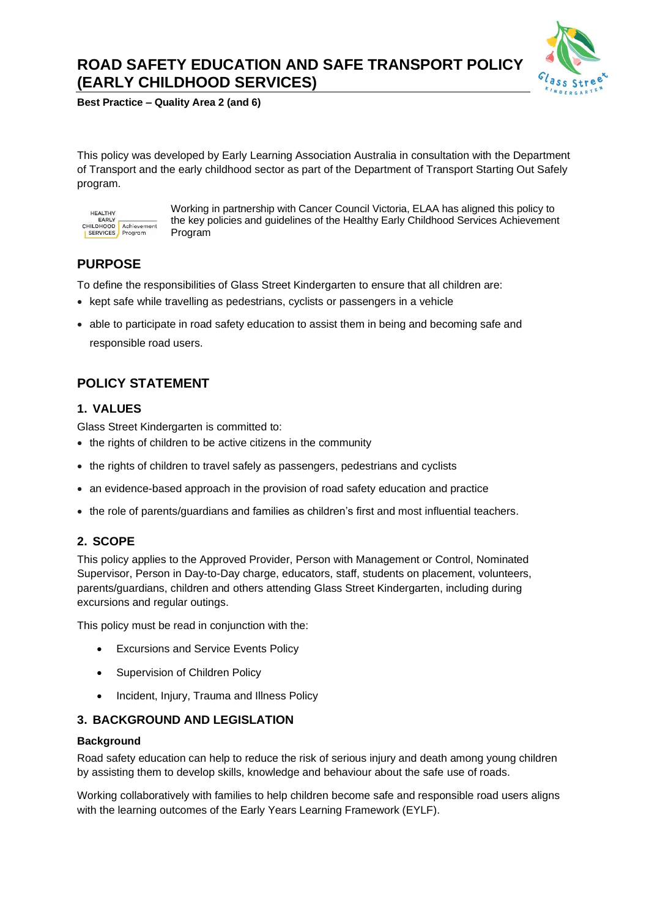# ROAD SAFETY EDUCATION AND SAFE TRANSPORT POLICY (EARLY CHILDHOOD SERVICES)

**Best Practice – Quality Area 2 (and 6)**

This policy was developed by Early Learning Association Australia in consultation with the Department of Transport and the early childhood sector as part of the Department of Transport Starting Out Safely program.

Working in partnership with Cancer Council Victoria, ELAA has aligned this policy to the key policies and guidelines of the Healthy Early Childhood Services Achievement Program

## PURPOSE

To define the responsibilities of Glass Street Kindergarten to ensure that all children are:

- kept safe while travelling as pedestrians, cyclists or passengers in a vehicle
- able to participate in road safety education to assist them in being and becoming safe and responsible road users.

## POLICY STATEMENT

### 1. VALUES

Glass Street Kindergarten is committed to:

- the rights of children to be active citizens in the community
- the rights of children to travel safely as passengers, pedestrians and cyclists
- an evidence-based approach in the provision of road safety education and practice
- the role of parents/guardians and families as children's first and most influential teachers.

### 2. SCOPE

This policy applies to the Approved Provider, Person with Management or Control, Nominated Supervisor, Person in Day-to-Day charge, educators, staff, students on placement, volunteers, parents/guardians, children and others attending Glass Street Kindergarten, including during excursions and regular outings.

This policy must be read in conjunction with the:

- Excursions and Service Events Policy
- Supervision of Children Policy
- Incident, Injury, Trauma and Illness Policy

### 3. BACKGROUND AND LEGISLATION

**Background**

Road safety education can help to reduce the risk of serious injury and death among young children by assisting them to develop skills, knowledge and behaviour about the safe use of roads.

Working collaboratively with families to help children become safe and responsible road users aligns with the learning outcomes of the Early Years Learning Framework (EYLF).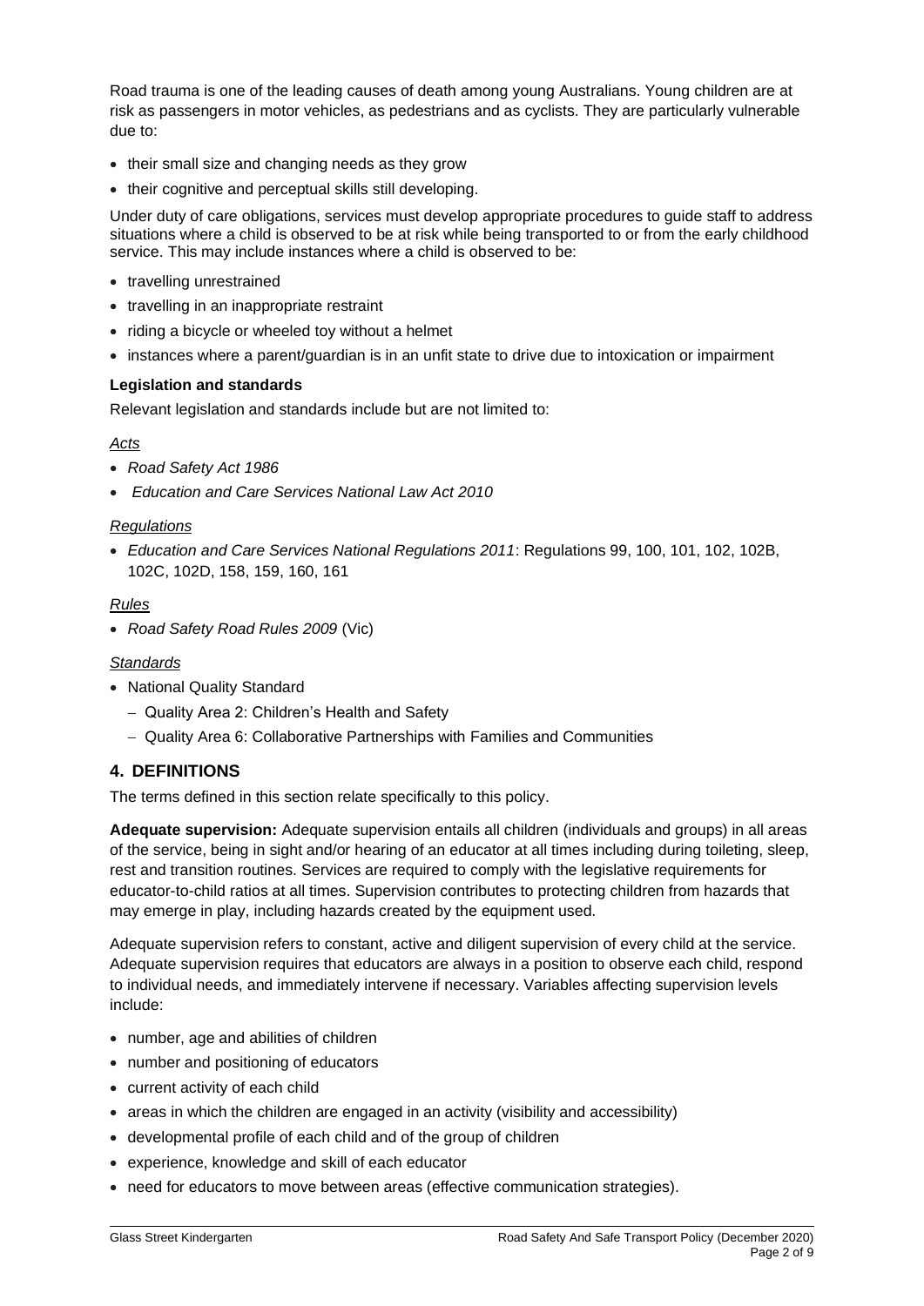Road trauma is one of the leading causes of death among young Australians. Young children are at risk as passengers in motor vehicles, as pedestrians and as cyclists. They are particularly vulnerable due to:

- their small size and changing needs as they grow
- their cognitive and perceptual skills still developing.

Under duty of care obligations, services must develop appropriate procedures to guide staff to address situations where a child is observed to be at risk while being transported to or from the early childhood service. This may include instances where a child is observed to be:

- travelling unrestrained
- travelling in an inappropriate restraint
- riding a bicycle or wheeled toy without a helmet
- instances where a parent/guardian is in an unfit state to drive due to intoxication or impairment

**Legislation and standards**

Relevant legislation and standards include but are not limited to:

*Acts*

- *Road Safety Act 1986*
- *Education and Care Services National Law Act 2010*

*Regulations*

- *Education and Care Services National Regulations 2011*: Regulations 99, 100, 101, 102, 102B, 102C, 102D, 158, 159, 160, 161

*Rules*

- *Road Safety Road Rules 2009* (Vic)

*Standards*

- National Quality Standard
  - Quality Area 2: Children's Health and Safety
  - Quality Area 6: Collaborative Partnerships with Families and Communities

## 4. DEFINITIONS

The terms defined in this section relate specifically to this policy.

**Adequate supervision:** Adequate supervision entails all children (individuals and groups) in all areas of the service, being in sight and/or hearing of an educator at all times including during toileting, sleep, rest and transition routines. Services are required to comply with the legislative requirements for educator-to-child ratios at all times. Supervision contributes to protecting children from hazards that may emerge in play, including hazards created by the equipment used.

Adequate supervision refers to constant, active and diligent supervision of every child at the service. Adequate supervision requires that educators are always in a position to observe each child, respond to individual needs, and immediately intervene if necessary. Variables affecting supervision levels include:

- number, age and abilities of children
- number and positioning of educators
- current activity of each child
- areas in which the children are engaged in an activity (visibility and accessibility)
- developmental profile of each child and of the group of children
- experience, knowledge and skill of each educator
- need for educators to move between areas (effective communication strategies).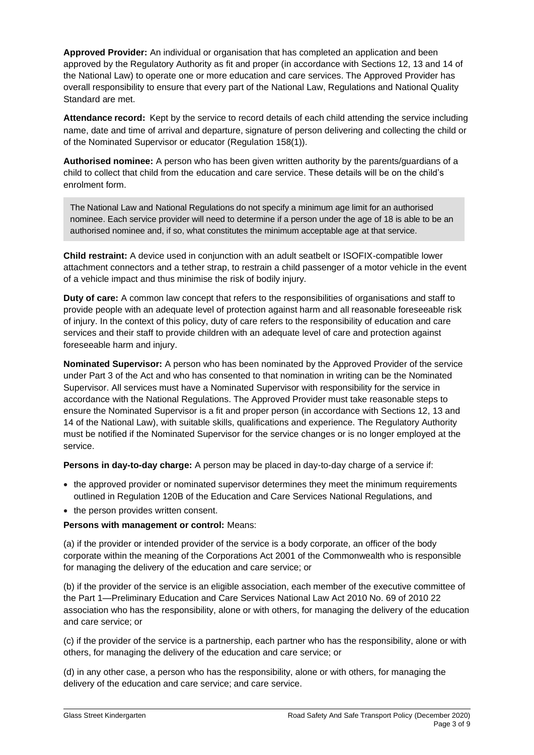**Approved Provider:** An individual or organisation that has completed an application and been approved by the Regulatory Authority as fit and proper (in accordance with Sections 12, 13 and 14 of the National Law) to operate one or more education and care services. The Approved Provider has overall responsibility to ensure that every part of the National Law, Regulations and National Quality Standard are met.

**Attendance record:** Kept by the service to record details of each child attending the service including name, date and time of arrival and departure, signature of person delivering and collecting the child or of the Nominated Supervisor or educator (Regulation 158(1)).

**Authorised nominee:** A person who has been given written authority by the parents/guardians of a child to collect that child from the education and care service. These details will be on the child's enrolment form.

> The National Law and National Regulations do not specify a minimum age limit for an authorised nominee. Each service provider will need to determine if a person under the age of 18 is able to be an authorised nominee and, if so, what constitutes the minimum acceptable age at that service.

**Child restraint:** A device used in conjunction with an adult seatbelt or ISOFIX-compatible lower attachment connectors and a tether strap, to restrain a child passenger of a motor vehicle in the event of a vehicle impact and thus minimise the risk of bodily injury.

**Duty of care:** A common law concept that refers to the responsibilities of organisations and staff to provide people with an adequate level of protection against harm and all reasonable foreseeable risk of injury. In the context of this policy, duty of care refers to the responsibility of education and care services and their staff to provide children with an adequate level of care and protection against foreseeable harm and injury.

**Nominated Supervisor:** A person who has been nominated by the Approved Provider of the service under Part 3 of the Act and who has consented to that nomination in writing can be the Nominated Supervisor. All services must have a Nominated Supervisor with responsibility for the service in accordance with the National Regulations. The Approved Provider must take reasonable steps to ensure the Nominated Supervisor is a fit and proper person (in accordance with Sections 12, 13 and 14 of the National Law), with suitable skills, qualifications and experience. The Regulatory Authority must be notified if the Nominated Supervisor for the service changes or is no longer employed at the service.

**Persons in day-to-day charge:** A person may be placed in day-to-day charge of a service if:

- the approved provider or nominated supervisor determines they meet the minimum requirements outlined in Regulation 120B of the Education and Care Services National Regulations, and
- the person provides written consent.

**Persons with management or control:** Means:

(a) if the provider or intended provider of the service is a body corporate, an officer of the body corporate within the meaning of the Corporations Act 2001 of the Commonwealth who is responsible for managing the delivery of the education and care service; or

(b) if the provider of the service is an eligible association, each member of the executive committee of the Part 1—Preliminary Education and Care Services National Law Act 2010 No. 69 of 2010 22 association who has the responsibility, alone or with others, for managing the delivery of the education and care service; or

(c) if the provider of the service is a partnership, each partner who has the responsibility, alone or with others, for managing the delivery of the education and care service; or

(d) in any other case, a person who has the responsibility, alone or with others, for managing the delivery of the education and care service; and care service.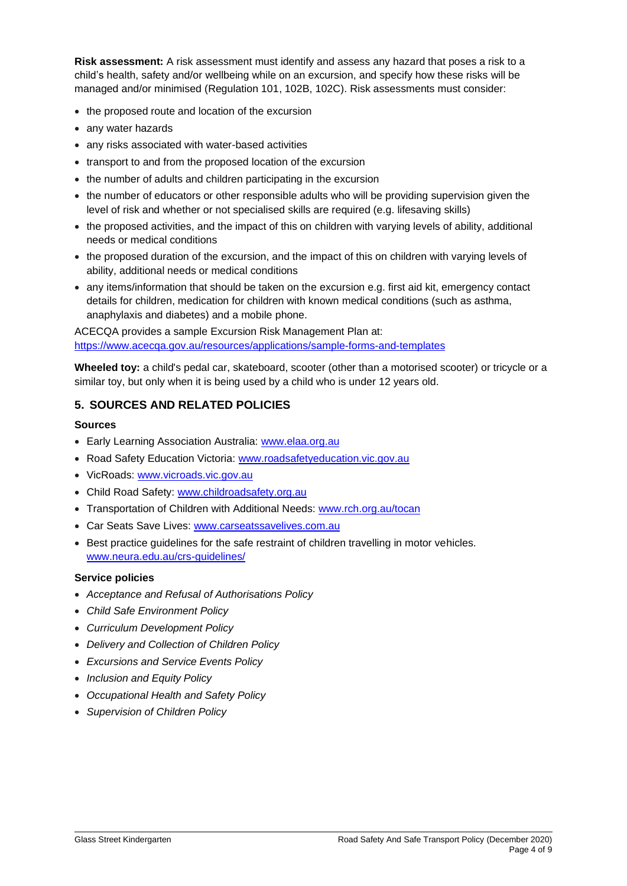**Risk assessment:** A risk assessment must identify and assess any hazard that poses a risk to a child's health, safety and/or wellbeing while on an excursion, and specify how these risks will be managed and/or minimised (Regulation 101, 102B, 102C). Risk assessments must consider:

- the proposed route and location of the excursion
- any water hazards
- any risks associated with water-based activities
- transport to and from the proposed location of the excursion
- the number of adults and children participating in the excursion
- the number of educators or other responsible adults who will be providing supervision given the level of risk and whether or not specialised skills are required (e.g. lifesaving skills)
- the proposed activities, and the impact of this on children with varying levels of ability, additional needs or medical conditions
- the proposed duration of the excursion, and the impact of this on children with varying levels of ability, additional needs or medical conditions
- any items/information that should be taken on the excursion e.g. first aid kit, emergency contact details for children, medication for children with known medical conditions (such as asthma, anaphylaxis and diabetes) and a mobile phone.

ACECQA provides a sample Excursion Risk Management Plan at: [https://www.acecqa.gov.au/resources/applications/sample-forms-and-templates](https://www.acecqa.gov.au/resources/applications/sample-forms-and-templates)

**Wheeled toy:** a child's pedal car, skateboard, scooter (other than a motorised scooter) or tricycle or a similar toy, but only when it is being used by a child who is under 12 years old.

## 5. SOURCES AND RELATED POLICIES

### Sources

- Early Learning Association Australia: [www.elaa.org.au](http://www.elaa.org.au)
- Road Safety Education Victoria: [www.roadsafetyeducation.vic.gov.au](http://www.roadsafetyeducation.vic.gov.au)
- VicRoads: [www.vicroads.vic.gov.au](http://www.vicroads.vic.gov.au)
- Child Road Safety: [www.childroadsafety.org.au](http://www.childroadsafety.org.au)
- Transportation of Children with Additional Needs: [www.rch.org.au/tocan](http://www.rch.org.au/tocan)
- Car Seats Save Lives: [www.carseatssavelives.com.au](http://www.carseatssavelives.com.au)
- Best practice guidelines for the safe restraint of children travelling in motor vehicles. [www.neura.edu.au/crs-guidelines/](http://www.neura.edu.au/crs-guidelines/)

### Service policies

- *Acceptance and Refusal of Authorisations Policy*
- *Child Safe Environment Policy*
- *Curriculum Development Policy*
- *Delivery and Collection of Children Policy*
- *Excursions and Service Events Policy*
- *Inclusion and Equity Policy*
- *Occupational Health and Safety Policy*
- *Supervision of Children Policy*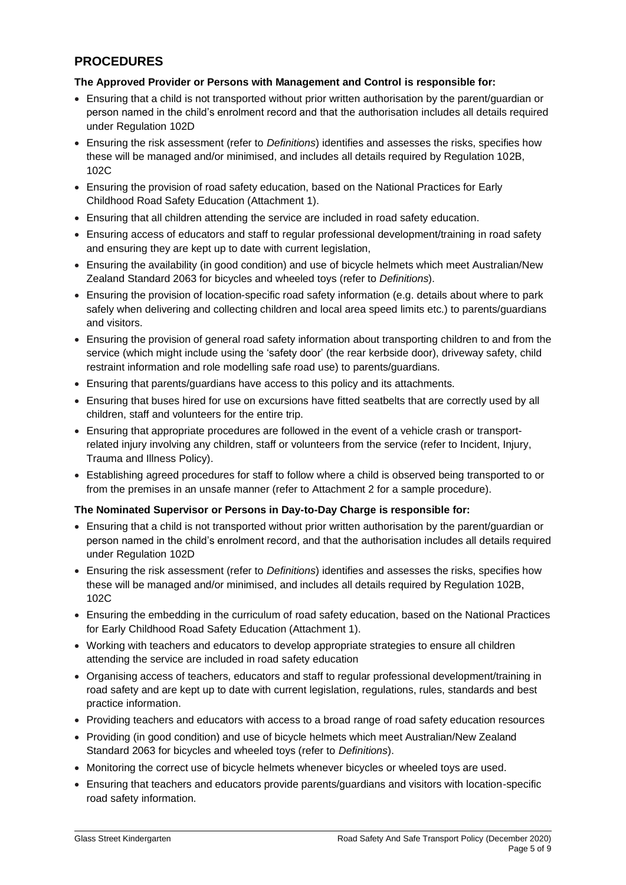## PROCEDURES

**The Approved Provider or Persons with Management and Control is responsible for:**

- Ensuring that a child is not transported without prior written authorisation by the parent/guardian or person named in the child's enrolment record and that the authorisation includes all details required under Regulation 102D
- Ensuring the risk assessment (refer to *Definitions*) identifies and assesses the risks, specifies how these will be managed and/or minimised, and includes all details required by Regulation 102B, 102C
- Ensuring the provision of road safety education, based on the National Practices for Early Childhood Road Safety Education (Attachment 1).
- Ensuring that all children attending the service are included in road safety education.
- Ensuring access of educators and staff to regular professional development/training in road safety and ensuring they are kept up to date with current legislation,
- Ensuring the availability (in good condition) and use of bicycle helmets which meet Australian/New Zealand Standard 2063 for bicycles and wheeled toys (refer to *Definitions*).
- Ensuring the provision of location-specific road safety information (e.g. details about where to park safely when delivering and collecting children and local area speed limits etc.) to parents/guardians and visitors.
- Ensuring the provision of general road safety information about transporting children to and from the service (which might include using the 'safety door' (the rear kerbside door), driveway safety, child restraint information and role modelling safe road use) to parents/guardians.
- Ensuring that parents/guardians have access to this policy and its attachments.
- Ensuring that buses hired for use on excursions have fitted seatbelts that are correctly used by all children, staff and volunteers for the entire trip.
- Ensuring that appropriate procedures are followed in the event of a vehicle crash or transport-related injury involving any children, staff or volunteers from the service (refer to Incident, Injury, Trauma and Illness Policy).
- Establishing agreed procedures for staff to follow where a child is observed being transported to or from the premises in an unsafe manner (refer to Attachment 2 for a sample procedure).

**The Nominated Supervisor or Persons in Day-to-Day Charge is responsible for:**

- Ensuring that a child is not transported without prior written authorisation by the parent/guardian or person named in the child's enrolment record, and that the authorisation includes all details required under Regulation 102D
- Ensuring the risk assessment (refer to *Definitions*) identifies and assesses the risks, specifies how these will be managed and/or minimised, and includes all details required by Regulation 102B, 102C
- Ensuring the embedding in the curriculum of road safety education, based on the National Practices for Early Childhood Road Safety Education (Attachment 1).
- Working with teachers and educators to develop appropriate strategies to ensure all children attending the service are included in road safety education
- Organising access of teachers, educators and staff to regular professional development/training in road safety and are kept up to date with current legislation, regulations, rules, standards and best practice information.
- Providing teachers and educators with access to a broad range of road safety education resources
- Providing (in good condition) and use of bicycle helmets which meet Australian/New Zealand Standard 2063 for bicycles and wheeled toys (refer to *Definitions*).
- Monitoring the correct use of bicycle helmets whenever bicycles or wheeled toys are used.
- Ensuring that teachers and educators provide parents/guardians and visitors with location-specific road safety information.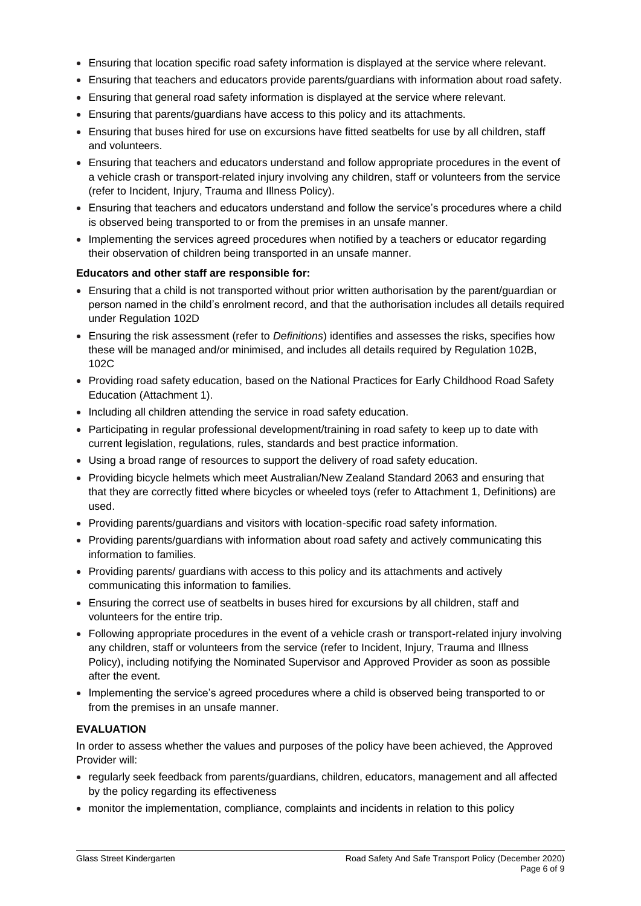- Ensuring that location specific road safety information is displayed at the service where relevant.
- Ensuring that teachers and educators provide parents/guardians with information about road safety.
- Ensuring that general road safety information is displayed at the service where relevant.
- Ensuring that parents/guardians have access to this policy and its attachments.
- Ensuring that buses hired for use on excursions have fitted seatbelts for use by all children, staff and volunteers.
- Ensuring that teachers and educators understand and follow appropriate procedures in the event of a vehicle crash or transport-related injury involving any children, staff or volunteers from the service (refer to Incident, Injury, Trauma and Illness Policy).
- Ensuring that teachers and educators understand and follow the service's procedures where a child is observed being transported to or from the premises in an unsafe manner.
- Implementing the services agreed procedures when notified by a teachers or educator regarding their observation of children being transported in an unsafe manner.

**Educators and other staff are responsible for:**

- Ensuring that a child is not transported without prior written authorisation by the parent/guardian or person named in the child's enrolment record, and that the authorisation includes all details required under Regulation 102D
- Ensuring the risk assessment (refer to *Definitions*) identifies and assesses the risks, specifies how these will be managed and/or minimised, and includes all details required by Regulation 102B, 102C
- Providing road safety education, based on the National Practices for Early Childhood Road Safety Education (Attachment 1).
- Including all children attending the service in road safety education.
- Participating in regular professional development/training in road safety to keep up to date with current legislation, regulations, rules, standards and best practice information.
- Using a broad range of resources to support the delivery of road safety education.
- Providing bicycle helmets which meet Australian/New Zealand Standard 2063 and ensuring that that they are correctly fitted where bicycles or wheeled toys (refer to Attachment 1, Definitions) are used.
- Providing parents/guardians and visitors with location-specific road safety information.
- Providing parents/guardians with information about road safety and actively communicating this information to families.
- Providing parents/ guardians with access to this policy and its attachments and actively communicating this information to families.
- Ensuring the correct use of seatbelts in buses hired for excursions by all children, staff and volunteers for the entire trip.
- Following appropriate procedures in the event of a vehicle crash or transport-related injury involving any children, staff or volunteers from the service (refer to Incident, Injury, Trauma and Illness Policy), including notifying the Nominated Supervisor and Approved Provider as soon as possible after the event.
- Implementing the service's agreed procedures where a child is observed being transported to or from the premises in an unsafe manner.

**EVALUATION**

In order to assess whether the values and purposes of the policy have been achieved, the Approved Provider will:

- regularly seek feedback from parents/guardians, children, educators, management and all affected by the policy regarding its effectiveness
- monitor the implementation, compliance, complaints and incidents in relation to this policy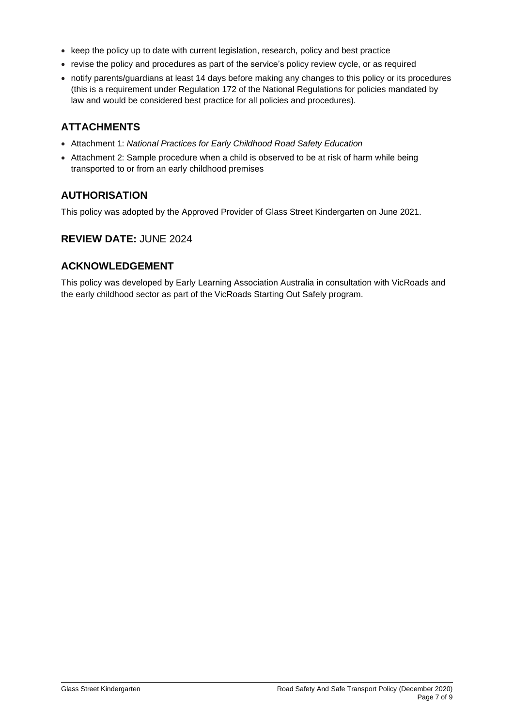- keep the policy up to date with current legislation, research, policy and best practice
- revise the policy and procedures as part of the service's policy review cycle, or as required
- notify parents/guardians at least 14 days before making any changes to this policy or its procedures (this is a requirement under Regulation 172 of the National Regulations for policies mandated by law and would be considered best practice for all policies and procedures).

## ATTACHMENTS

- Attachment 1: *National Practices for Early Childhood Road Safety Education*
- Attachment 2: Sample procedure when a child is observed to be at risk of harm while being transported to or from an early childhood premises

## AUTHORISATION

This policy was adopted by the Approved Provider of Glass Street Kindergarten on June 2021.

## REVIEW DATE: JUNE 2024

## ACKNOWLEDGEMENT

This policy was developed by Early Learning Association Australia in consultation with VicRoads and the early childhood sector as part of the VicRoads Starting Out Safely program.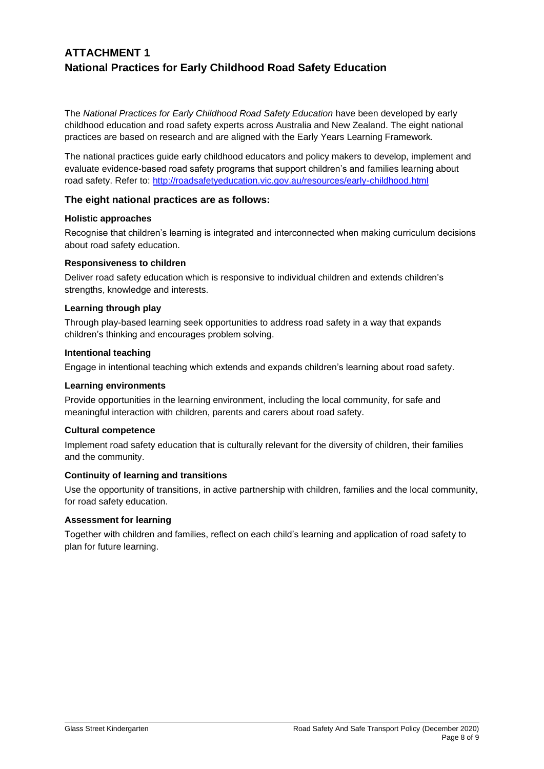# ATTACHMENT 1
## National Practices for Early Childhood Road Safety Education

The *National Practices for Early Childhood Road Safety Education* have been developed by early childhood education and road safety experts across Australia and New Zealand. The eight national practices are based on research and are aligned with the Early Years Learning Framework.

The national practices guide early childhood educators and policy makers to develop, implement and evaluate evidence-based road safety programs that support children's and families learning about road safety. Refer to: [http://roadsafetyeducation.vic.gov.au/resources/early-childhood.html](http://roadsafetyeducation.vic.gov.au/resources/early-childhood.html)

### The eight national practices are as follows:

**Holistic approaches**

Recognise that children's learning is integrated and interconnected when making curriculum decisions about road safety education.

**Responsiveness to children**

Deliver road safety education which is responsive to individual children and extends children's strengths, knowledge and interests.

**Learning through play**

Through play-based learning seek opportunities to address road safety in a way that expands children's thinking and encourages problem solving.

**Intentional teaching**

Engage in intentional teaching which extends and expands children's learning about road safety.

**Learning environments**

Provide opportunities in the learning environment, including the local community, for safe and meaningful interaction with children, parents and carers about road safety.

**Cultural competence**

Implement road safety education that is culturally relevant for the diversity of children, their families and the community.

**Continuity of learning and transitions**

Use the opportunity of transitions, in active partnership with children, families and the local community, for road safety education.

**Assessment for learning**

Together with children and families, reflect on each child's learning and application of road safety to plan for future learning.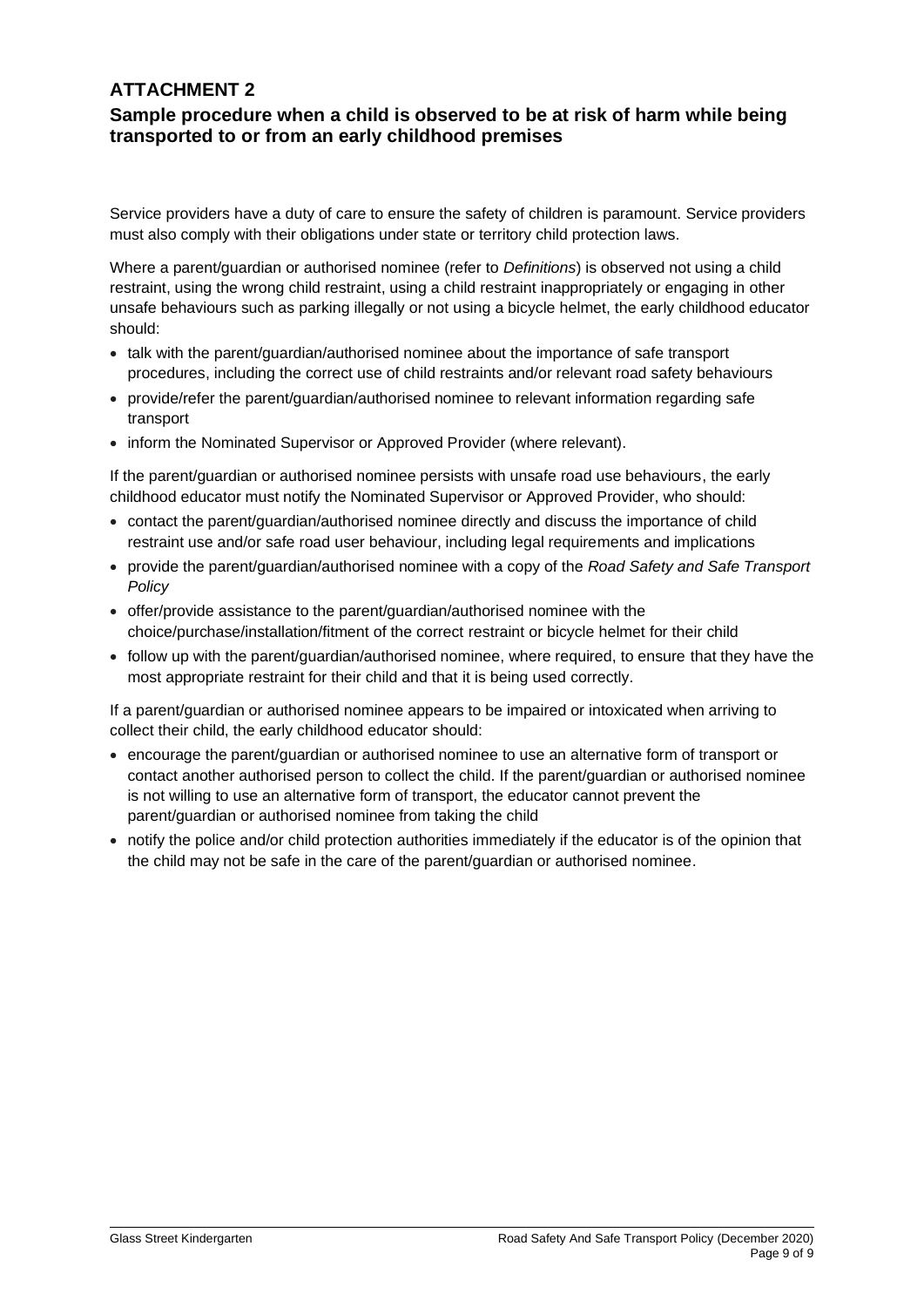## ATTACHMENT 2

### Sample procedure when a child is observed to be at risk of harm while being transported to or from an early childhood premises

Service providers have a duty of care to ensure the safety of children is paramount. Service providers must also comply with their obligations under state or territory child protection laws.

Where a parent/guardian or authorised nominee (refer to *Definitions*) is observed not using a child restraint, using the wrong child restraint, using a child restraint inappropriately or engaging in other unsafe behaviours such as parking illegally or not using a bicycle helmet, the early childhood educator should:

- talk with the parent/guardian/authorised nominee about the importance of safe transport procedures, including the correct use of child restraints and/or relevant road safety behaviours
- provide/refer the parent/guardian/authorised nominee to relevant information regarding safe transport
- inform the Nominated Supervisor or Approved Provider (where relevant).

If the parent/guardian or authorised nominee persists with unsafe road use behaviours, the early childhood educator must notify the Nominated Supervisor or Approved Provider, who should:

- contact the parent/guardian/authorised nominee directly and discuss the importance of child restraint use and/or safe road user behaviour, including legal requirements and implications
- provide the parent/guardian/authorised nominee with a copy of the *Road Safety and Safe Transport Policy*
- offer/provide assistance to the parent/guardian/authorised nominee with the choice/purchase/installation/fitment of the correct restraint or bicycle helmet for their child
- follow up with the parent/guardian/authorised nominee, where required, to ensure that they have the most appropriate restraint for their child and that it is being used correctly.

If a parent/guardian or authorised nominee appears to be impaired or intoxicated when arriving to collect their child, the early childhood educator should:

- encourage the parent/guardian or authorised nominee to use an alternative form of transport or contact another authorised person to collect the child. If the parent/guardian or authorised nominee is not willing to use an alternative form of transport, the educator cannot prevent the parent/guardian or authorised nominee from taking the child
- notify the police and/or child protection authorities immediately if the educator is of the opinion that the child may not be safe in the care of the parent/guardian or authorised nominee.